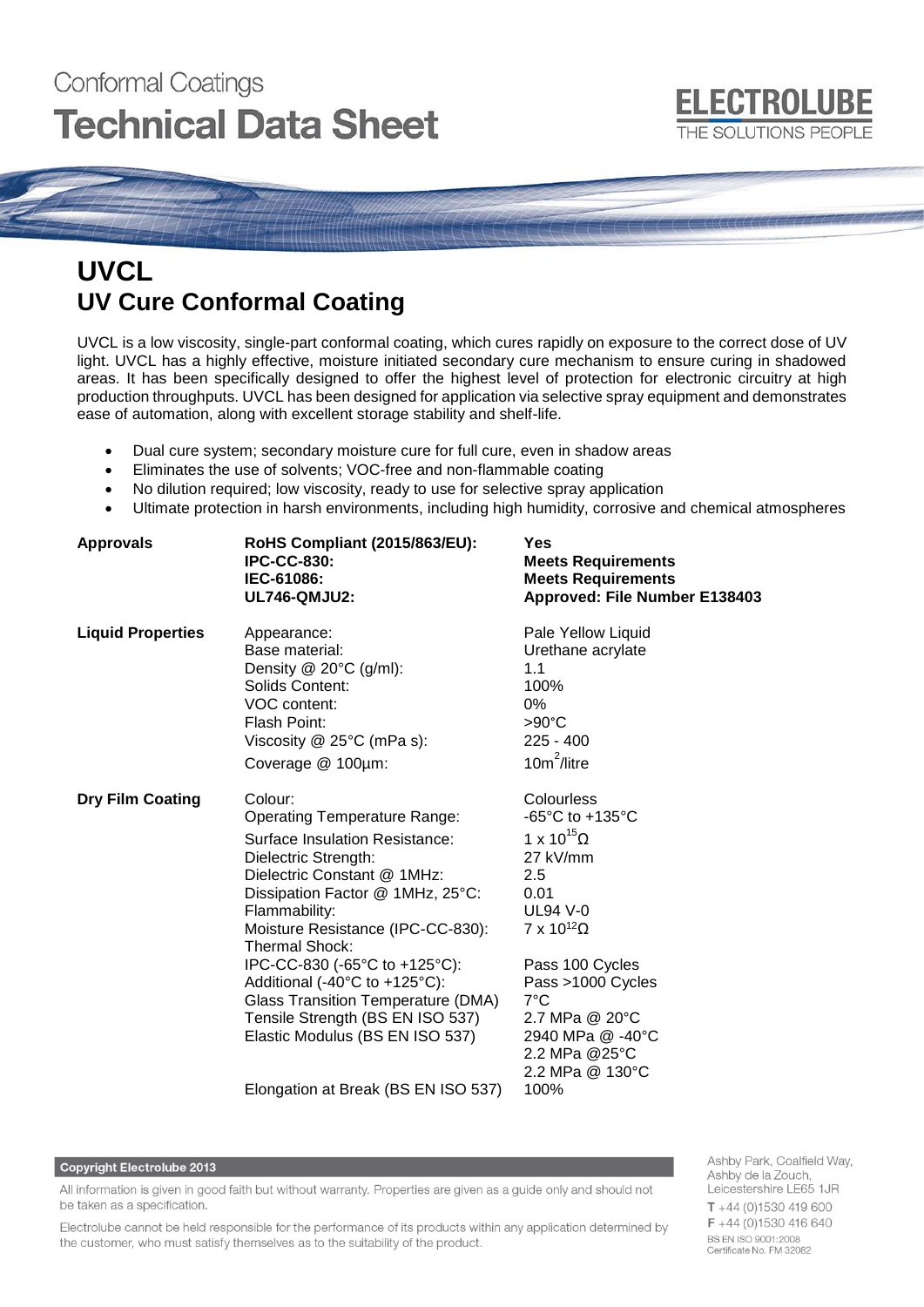Conformal Coatings
**Technical Data Sheet**

ELECTROLUBE
THE SOLUTIONS PEOPLE

# UVCL
## UV Cure Conformal Coating

UVCL is a low viscosity, single-part conformal coating, which cures rapidly on exposure to the correct dose of UV light. UVCL has a highly effective, moisture initiated secondary cure mechanism to ensure curing in shadowed areas. It has been specifically designed to offer the highest level of protection for electronic circuitry at high production throughputs. UVCL has been designed for application via selective spray equipment and demonstrates ease of automation, along with excellent storage stability and shelf-life.

- Dual cure system; secondary moisture cure for full cure, even in shadow areas
- Eliminates the use of solvents; VOC-free and non-flammable coating
- No dilution required; low viscosity, ready to use for selective spray application
- Ultimate protection in harsh environments, including high humidity, corrosive and chemical atmospheres

| | | |
|---|---|---|
| **Approvals** | **RoHS Compliant (2015/863/EU):** | **Yes** |
| | **IPC-CC-830:** | **Meets Requirements** |
| | **IEC-61086:** | **Meets Requirements** |
| | **UL746-QMJU2:** | **Approved: File Number E138403** |
| **Liquid Properties** | Appearance: | Pale Yellow Liquid |
| | Base material: | Urethane acrylate |
| | Density @ 20°C (g/ml): | 1.1 |
| | Solids Content: | 100% |
| | VOC content: | 0% |
| | Flash Point: | >90°C |
| | Viscosity @ 25°C (mPa s): | 225 - 400 |
| | Coverage @ 100µm: | $10m^2$/litre |
| **Dry Film Coating** | Colour: | Colourless |
| | Operating Temperature Range: | -65°C to +135°C |
| | Surface Insulation Resistance: | $1 \times 10^{15}\Omega$ |
| | Dielectric Strength: | 27 kV/mm |
| | Dielectric Constant @ 1MHz: | 2.5 |
| | Dissipation Factor @ 1MHz, 25°C: | 0.01 |
| | Flammability: | UL94 V-0 |
| | Moisture Resistance (IPC-CC-830): | $7 \times 10^{12}\Omega$ |
| | Thermal Shock: | |
| | IPC-CC-830 (-65°C to +125°C): | Pass 100 Cycles |
| | Additional (-40°C to +125°C): | Pass >1000 Cycles |
| | Glass Transition Temperature (DMA) | 7°C |
| | Tensile Strength (BS EN ISO 537) | 2.7 MPa @ 20°C |
| | Elastic Modulus (BS EN ISO 537) | 2940 MPa @ -40°C |
| | | 2.2 MPa @25°C |
| | | 2.2 MPa @ 130°C |
| | Elongation at Break (BS EN ISO 537) | 100% |

**Copyright Electrolube 2013**

All information is given in good faith but without warranty. Properties are given as a guide only and should not be taken as a specification.

Electrolube cannot be held responsible for the performance of its products within any application determined by the customer, who must satisfy themselves as to the suitability of the product.

Ashby Park, Coalfield Way,
Ashby de la Zouch,
Leicestershire LE65 1JR
T +44 (0)1530 419 600
F +44 (0)1530 416 640
BS EN ISO 9001:2008
Certificate No. FM 32082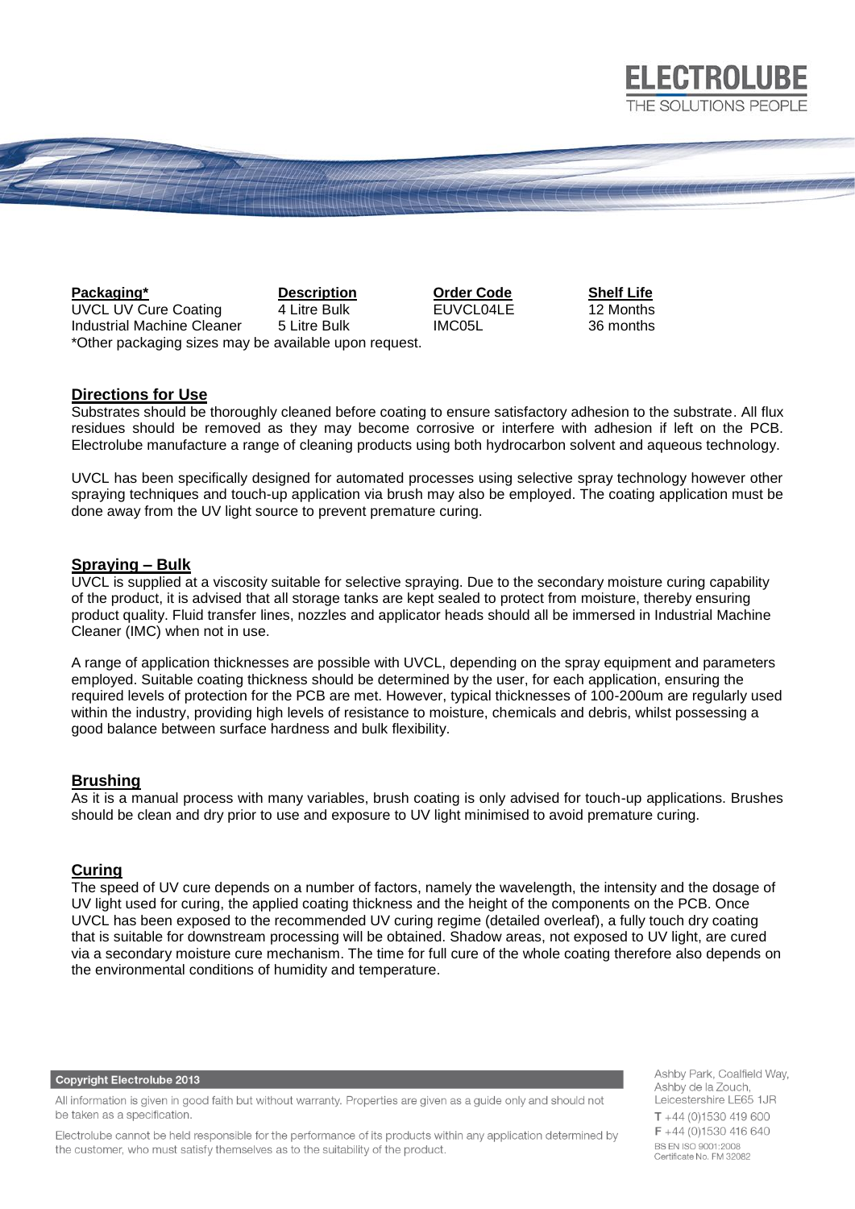| **Packaging*** | **Description** | **Order Code** | **Shelf Life** |
| --- | --- | --- | --- |
| UVCL UV Cure Coating | 4 Litre Bulk | EUVCL04LE | 12 Months |
| Industrial Machine Cleaner | 5 Litre Bulk | IMC05L | 36 months |

*Other packaging sizes may be available upon request.

## Directions for Use

Substrates should be thoroughly cleaned before coating to ensure satisfactory adhesion to the substrate. All flux residues should be removed as they may become corrosive or interfere with adhesion if left on the PCB. Electrolube manufacture a range of cleaning products using both hydrocarbon solvent and aqueous technology.

UVCL has been specifically designed for automated processes using selective spray technology however other spraying techniques and touch-up application via brush may also be employed. The coating application must be done away from the UV light source to prevent premature curing.

## Spraying – Bulk

UVCL is supplied at a viscosity suitable for selective spraying. Due to the secondary moisture curing capability of the product, it is advised that all storage tanks are kept sealed to protect from moisture, thereby ensuring product quality. Fluid transfer lines, nozzles and applicator heads should all be immersed in Industrial Machine Cleaner (IMC) when not in use.

A range of application thicknesses are possible with UVCL, depending on the spray equipment and parameters employed. Suitable coating thickness should be determined by the user, for each application, ensuring the required levels of protection for the PCB are met. However, typical thicknesses of 100-200um are regularly used within the industry, providing high levels of resistance to moisture, chemicals and debris, whilst possessing a good balance between surface hardness and bulk flexibility.

## Brushing

As it is a manual process with many variables, brush coating is only advised for touch-up applications. Brushes should be clean and dry prior to use and exposure to UV light minimised to avoid premature curing.

## Curing

The speed of UV cure depends on a number of factors, namely the wavelength, the intensity and the dosage of UV light used for curing, the applied coating thickness and the height of the components on the PCB. Once UVCL has been exposed to the recommended UV curing regime (detailed overleaf), a fully touch dry coating that is suitable for downstream processing will be obtained. Shadow areas, not exposed to UV light, are cured via a secondary moisture cure mechanism. The time for full cure of the whole coating therefore also depends on the environmental conditions of humidity and temperature.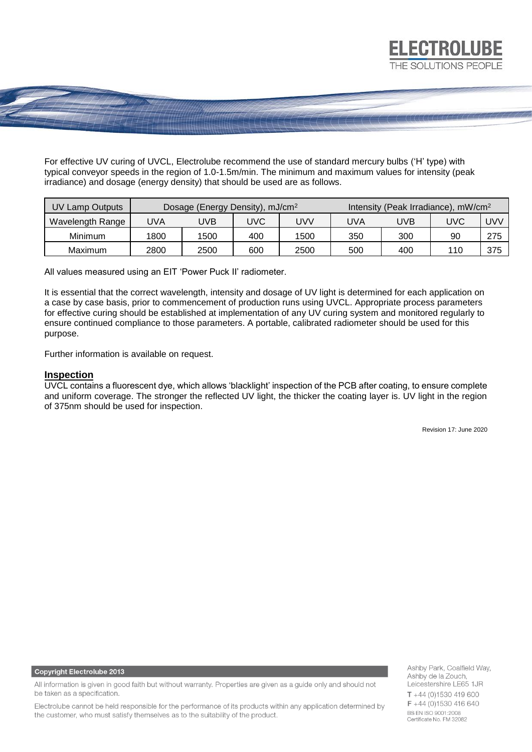For effective UV curing of UVCL, Electrolube recommend the use of standard mercury bulbs ('H' type) with typical conveyor speeds in the region of 1.0-1.5m/min. The minimum and maximum values for intensity (peak irradiance) and dosage (energy density) that should be used are as follows.

| UV Lamp Outputs | Dosage (Energy Density), mJ/cm² | | | | Intensity (Peak Irradiance), mW/cm² | | | |
|---|---|---|---|---|---|---|---|---|
| Wavelength Range | UVA | UVB | UVC | UVV | UVA | UVB | UVC | UVV |
| Minimum | 1800 | 1500 | 400 | 1500 | 350 | 300 | 90 | 275 |
| Maximum | 2800 | 2500 | 600 | 2500 | 500 | 400 | 110 | 375 |

All values measured using an EIT 'Power Puck II' radiometer.

It is essential that the correct wavelength, intensity and dosage of UV light is determined for each application on a case by case basis, prior to commencement of production runs using UVCL. Appropriate process parameters for effective curing should be established at implementation of any UV curing system and monitored regularly to ensure continued compliance to those parameters. A portable, calibrated radiometer should be used for this purpose.

Further information is available on request.

## Inspection

UVCL contains a fluorescent dye, which allows 'blacklight' inspection of the PCB after coating, to ensure complete and uniform coverage. The stronger the reflected UV light, the thicker the coating layer is. UV light in the region of 375nm should be used for inspection.

Revision 17: June 2020

**Copyright Electrolube 2013**

All information is given in good faith but without warranty. Properties are given as a guide only and should not be taken as a specification.

Electrolube cannot be held responsible for the performance of its products within any application determined by the customer, who must satisfy themselves as to the suitability of the product.

Ashby Park, Coalfield Way, Ashby de la Zouch, Leicestershire LE65 1JR
T +44 (0)1530 419 600
F +44 (0)1530 416 640
BS EN ISO 9001:2008
Certificate No. FM 32082